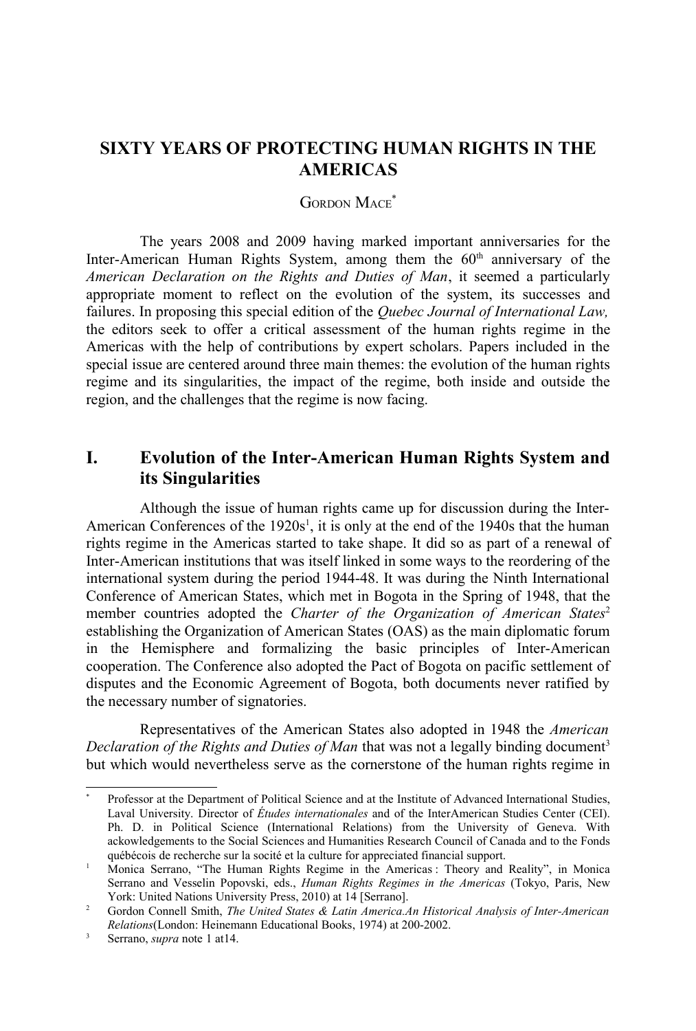# SIXTY YEARS OF PROTECTING HUMAN RIGHTS IN THE AMERICAS

GORDON MACE[*]

The years 2008 and 2009 having marked important anniversaries for the Inter-American Human Rights System, among them the 60th anniversary of the *American Declaration on the Rights and Duties of Man*, it seemed a particularly appropriate moment to reflect on the evolution of the system, its successes and failures. In proposing this special edition of the *Quebec Journal of International Law,* the editors seek to offer a critical assessment of the human rights regime in the Americas with the help of contributions by expert scholars. Papers included in the special issue are centered around three main themes: the evolution of the human rights regime and its singularities, the impact of the regime, both inside and outside the region, and the challenges that the regime is now facing.

## I. Evolution of the Inter-American Human Rights System and its Singularities

Although the issue of human rights came up for discussion during the Inter-American Conferences of the 1920s[1], it is only at the end of the 1940s that the human rights regime in the Americas started to take shape. It did so as part of a renewal of Inter-American institutions that was itself linked in some ways to the reordering of the international system during the period 1944-48. It was during the Ninth International Conference of American States, which met in Bogota in the Spring of 1948, that the member countries adopted the *Charter of the Organization of American States*[2] establishing the Organization of American States (OAS) as the main diplomatic forum in the Hemisphere and formalizing the basic principles of Inter-American cooperation. The Conference also adopted the Pact of Bogota on pacific settlement of disputes and the Economic Agreement of Bogota, both documents never ratified by the necessary number of signatories.

Representatives of the American States also adopted in 1948 the *American Declaration of the Rights and Duties of Man* that was not a legally binding document[3] but which would nevertheless serve as the cornerstone of the human rights regime in

---

[*] Professor at the Department of Political Science and at the Institute of Advanced International Studies, Laval University. Director of *Études internationales* and of the InterAmerican Studies Center (CEI). Ph. D. in Political Science (International Relations) from the University of Geneva. With ackowledgements to the Social Sciences and Humanities Research Council of Canada and to the Fonds québécois de recherche sur la socité et la culture for appreciated financial support.

[1] Monica Serrano, "The Human Rights Regime in the Americas : Theory and Reality", in Monica Serrano and Vesselin Popovski, eds., *Human Rights Regimes in the Americas* (Tokyo, Paris, New York: United Nations University Press, 2010) at 14 [Serrano].

[2] Gordon Connell Smith, *The United States & Latin America.An Historical Analysis of Inter-American Relations*(London: Heinemann Educational Books, 1974) at 200-2002.

[3] Serrano, *supra* note 1 at14.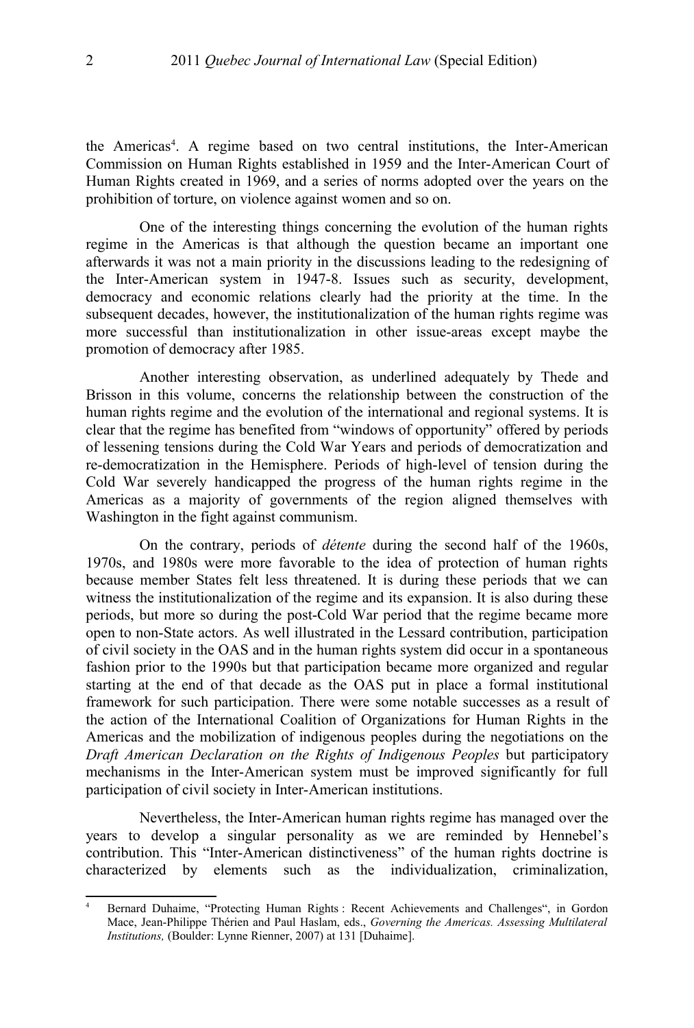the Americas[4]. A regime based on two central institutions, the Inter-American Commission on Human Rights established in 1959 and the Inter-American Court of Human Rights created in 1969, and a series of norms adopted over the years on the prohibition of torture, on violence against women and so on.

One of the interesting things concerning the evolution of the human rights regime in the Americas is that although the question became an important one afterwards it was not a main priority in the discussions leading to the redesigning of the Inter-American system in 1947-8. Issues such as security, development, democracy and economic relations clearly had the priority at the time. In the subsequent decades, however, the institutionalization of the human rights regime was more successful than institutionalization in other issue-areas except maybe the promotion of democracy after 1985.

Another interesting observation, as underlined adequately by Thede and Brisson in this volume, concerns the relationship between the construction of the human rights regime and the evolution of the international and regional systems. It is clear that the regime has benefited from "windows of opportunity" offered by periods of lessening tensions during the Cold War Years and periods of democratization and re-democratization in the Hemisphere. Periods of high-level of tension during the Cold War severely handicapped the progress of the human rights regime in the Americas as a majority of governments of the region aligned themselves with Washington in the fight against communism.

On the contrary, periods of *détente* during the second half of the 1960s, 1970s, and 1980s were more favorable to the idea of protection of human rights because member States felt less threatened. It is during these periods that we can witness the institutionalization of the regime and its expansion. It is also during these periods, but more so during the post-Cold War period that the regime became more open to non-State actors. As well illustrated in the Lessard contribution, participation of civil society in the OAS and in the human rights system did occur in a spontaneous fashion prior to the 1990s but that participation became more organized and regular starting at the end of that decade as the OAS put in place a formal institutional framework for such participation. There were some notable successes as a result of the action of the International Coalition of Organizations for Human Rights in the Americas and the mobilization of indigenous peoples during the negotiations on the *Draft American Declaration on the Rights of Indigenous Peoples* but participatory mechanisms in the Inter-American system must be improved significantly for full participation of civil society in Inter-American institutions.

Nevertheless, the Inter-American human rights regime has managed over the years to develop a singular personality as we are reminded by Hennebel's contribution. This "Inter-American distinctiveness" of the human rights doctrine is characterized by elements such as the individualization, criminalization,

---

[4] Bernard Duhaime, "Protecting Human Rights : Recent Achievements and Challenges", in Gordon Mace, Jean-Philippe Thérien and Paul Haslam, eds., *Governing the Americas. Assessing Multilateral Institutions,* (Boulder: Lynne Rienner, 2007) at 131 [Duhaime].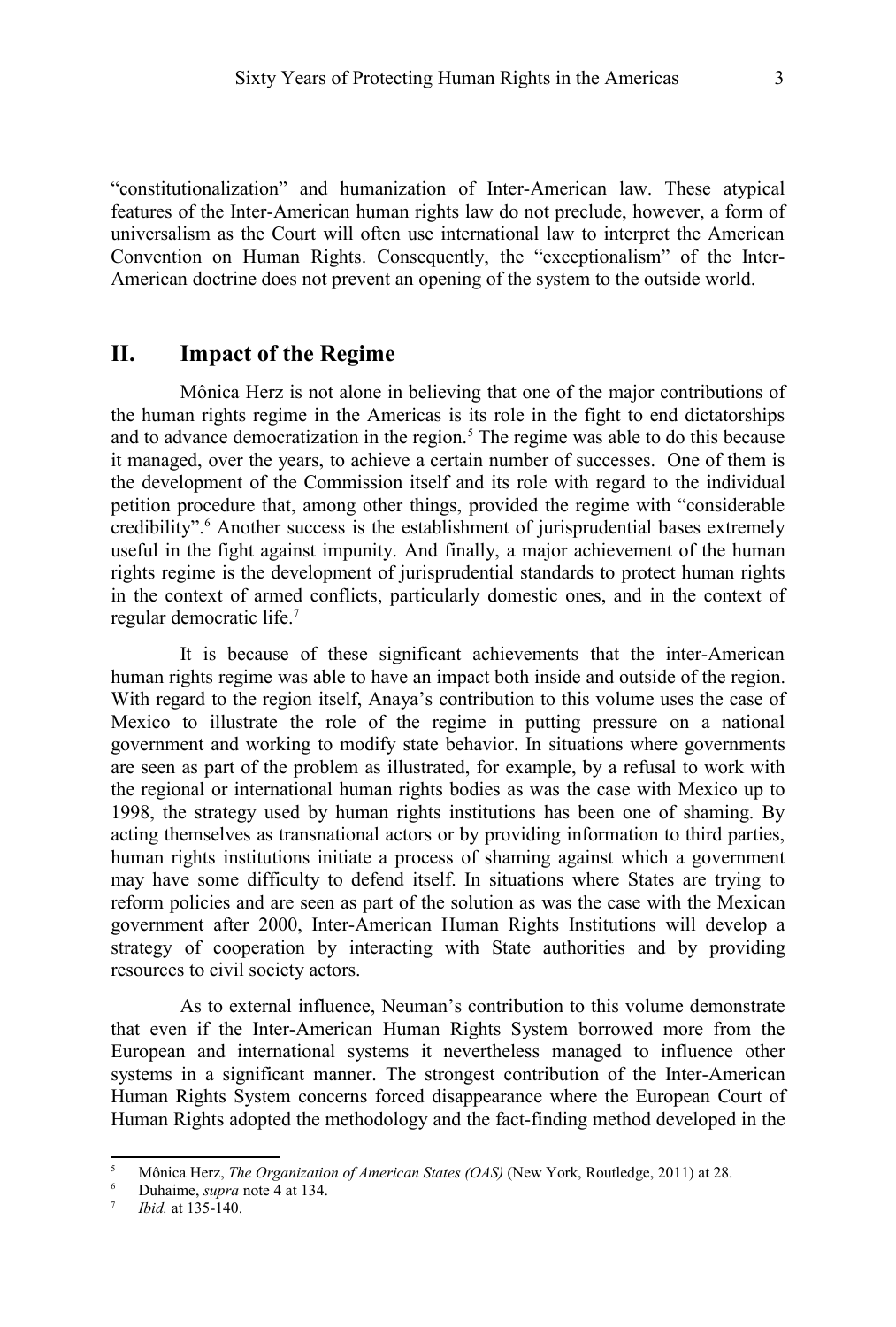"constitutionalization" and humanization of Inter-American law. These atypical features of the Inter-American human rights law do not preclude, however, a form of universalism as the Court will often use international law to interpret the American Convention on Human Rights. Consequently, the "exceptionalism" of the Inter-American doctrine does not prevent an opening of the system to the outside world.

## II. Impact of the Regime

Mônica Herz is not alone in believing that one of the major contributions of the human rights regime in the Americas is its role in the fight to end dictatorships and to advance democratization in the region.[5] The regime was able to do this because it managed, over the years, to achieve a certain number of successes. One of them is the development of the Commission itself and its role with regard to the individual petition procedure that, among other things, provided the regime with "considerable credibility".[6] Another success is the establishment of jurisprudential bases extremely useful in the fight against impunity. And finally, a major achievement of the human rights regime is the development of jurisprudential standards to protect human rights in the context of armed conflicts, particularly domestic ones, and in the context of regular democratic life.[7]

It is because of these significant achievements that the inter-American human rights regime was able to have an impact both inside and outside of the region. With regard to the region itself, Anaya's contribution to this volume uses the case of Mexico to illustrate the role of the regime in putting pressure on a national government and working to modify state behavior. In situations where governments are seen as part of the problem as illustrated, for example, by a refusal to work with the regional or international human rights bodies as was the case with Mexico up to 1998, the strategy used by human rights institutions has been one of shaming. By acting themselves as transnational actors or by providing information to third parties, human rights institutions initiate a process of shaming against which a government may have some difficulty to defend itself. In situations where States are trying to reform policies and are seen as part of the solution as was the case with the Mexican government after 2000, Inter-American Human Rights Institutions will develop a strategy of cooperation by interacting with State authorities and by providing resources to civil society actors.

As to external influence, Neuman's contribution to this volume demonstrate that even if the Inter-American Human Rights System borrowed more from the European and international systems it nevertheless managed to influence other systems in a significant manner. The strongest contribution of the Inter-American Human Rights System concerns forced disappearance where the European Court of Human Rights adopted the methodology and the fact-finding method developed in the

---

[5] Mônica Herz, *The Organization of American States (OAS)* (New York, Routledge, 2011) at 28.

[6] Duhaime, *supra* note 4 at 134.

[7] *Ibid.* at 135-140.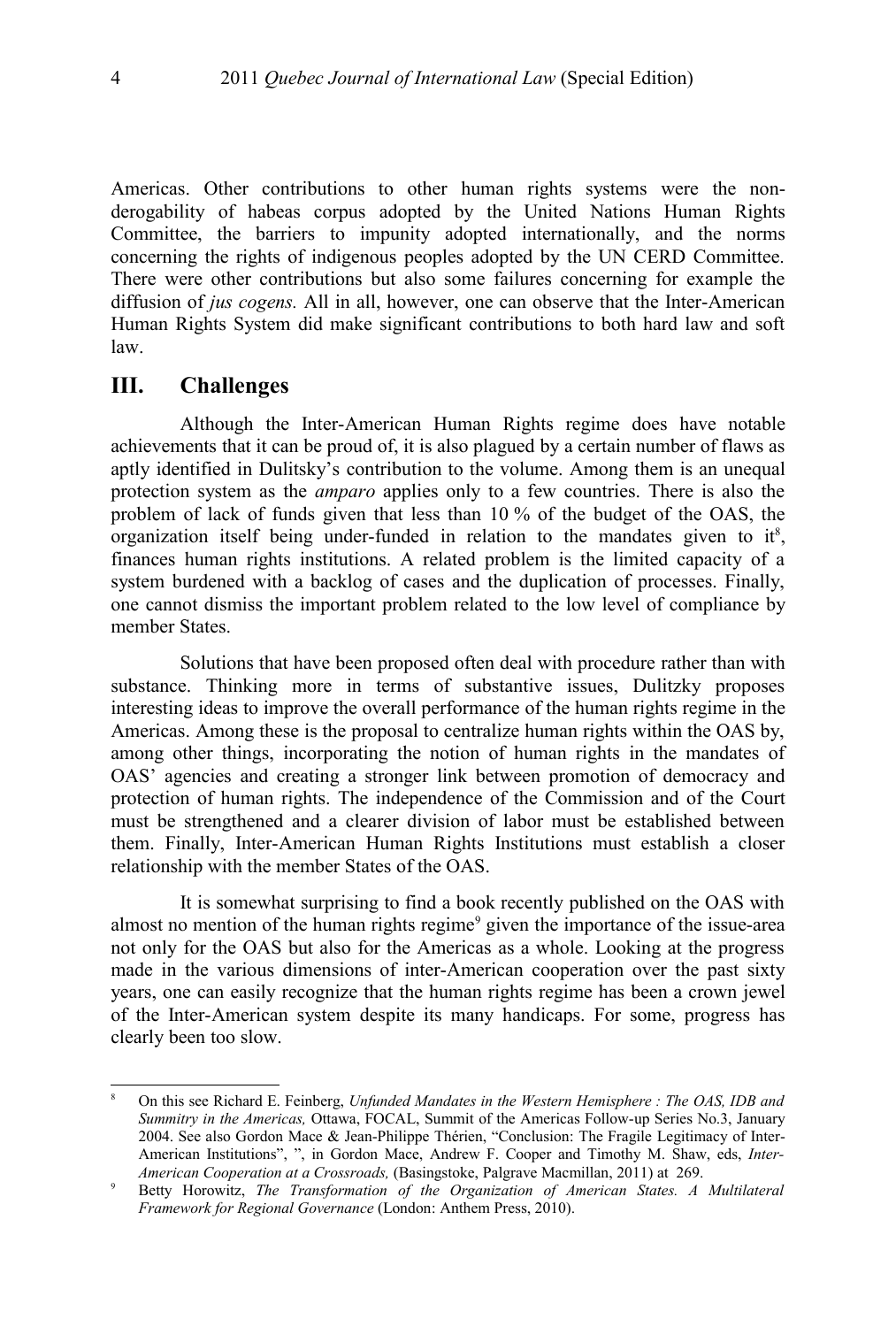Americas. Other contributions to other human rights systems were the non-derogability of habeas corpus adopted by the United Nations Human Rights Committee, the barriers to impunity adopted internationally, and the norms concerning the rights of indigenous peoples adopted by the UN CERD Committee. There were other contributions but also some failures concerning for example the diffusion of *jus cogens.* All in all, however, one can observe that the Inter-American Human Rights System did make significant contributions to both hard law and soft law.

## III. Challenges

Although the Inter-American Human Rights regime does have notable achievements that it can be proud of, it is also plagued by a certain number of flaws as aptly identified in Dulitsky's contribution to the volume. Among them is an unequal protection system as the *amparo* applies only to a few countries. There is also the problem of lack of funds given that less than 10 % of the budget of the OAS, the organization itself being under-funded in relation to the mandates given to it[8], finances human rights institutions. A related problem is the limited capacity of a system burdened with a backlog of cases and the duplication of processes. Finally, one cannot dismiss the important problem related to the low level of compliance by member States.

Solutions that have been proposed often deal with procedure rather than with substance. Thinking more in terms of substantive issues, Dulitzky proposes interesting ideas to improve the overall performance of the human rights regime in the Americas. Among these is the proposal to centralize human rights within the OAS by, among other things, incorporating the notion of human rights in the mandates of OAS' agencies and creating a stronger link between promotion of democracy and protection of human rights. The independence of the Commission and of the Court must be strengthened and a clearer division of labor must be established between them. Finally, Inter-American Human Rights Institutions must establish a closer relationship with the member States of the OAS.

It is somewhat surprising to find a book recently published on the OAS with almost no mention of the human rights regime[9] given the importance of the issue-area not only for the OAS but also for the Americas as a whole. Looking at the progress made in the various dimensions of inter-American cooperation over the past sixty years, one can easily recognize that the human rights regime has been a crown jewel of the Inter-American system despite its many handicaps. For some, progress has clearly been too slow.

---

[8] On this see Richard E. Feinberg, *Unfunded Mandates in the Western Hemisphere : The OAS, IDB and Summitry in the Americas,* Ottawa, FOCAL, Summit of the Americas Follow-up Series No.3, January 2004. See also Gordon Mace & Jean-Philippe Thérien, "Conclusion: The Fragile Legitimacy of Inter-American Institutions", ", in Gordon Mace, Andrew F. Cooper and Timothy M. Shaw, eds, *Inter-American Cooperation at a Crossroads,* (Basingstoke, Palgrave Macmillan, 2011) at 269.

[9] Betty Horowitz, *The Transformation of the Organization of American States. A Multilateral Framework for Regional Governance* (London: Anthem Press, 2010).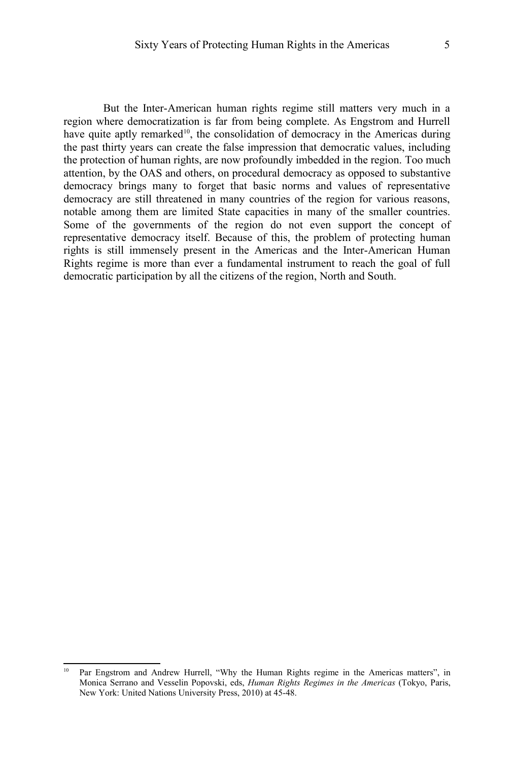But the Inter-American human rights regime still matters very much in a region where democratization is far from being complete. As Engstrom and Hurrell have quite aptly remarked[10], the consolidation of democracy in the Americas during the past thirty years can create the false impression that democratic values, including the protection of human rights, are now profoundly imbedded in the region. Too much attention, by the OAS and others, on procedural democracy as opposed to substantive democracy brings many to forget that basic norms and values of representative democracy are still threatened in many countries of the region for various reasons, notable among them are limited State capacities in many of the smaller countries. Some of the governments of the region do not even support the concept of representative democracy itself. Because of this, the problem of protecting human rights is still immensely present in the Americas and the Inter-American Human Rights regime is more than ever a fundamental instrument to reach the goal of full democratic participation by all the citizens of the region, North and South.

---

[10] Par Engstrom and Andrew Hurrell, "Why the Human Rights regime in the Americas matters", in Monica Serrano and Vesselin Popovski, eds, *Human Rights Regimes in the Americas* (Tokyo, Paris, New York: United Nations University Press, 2010) at 45-48.